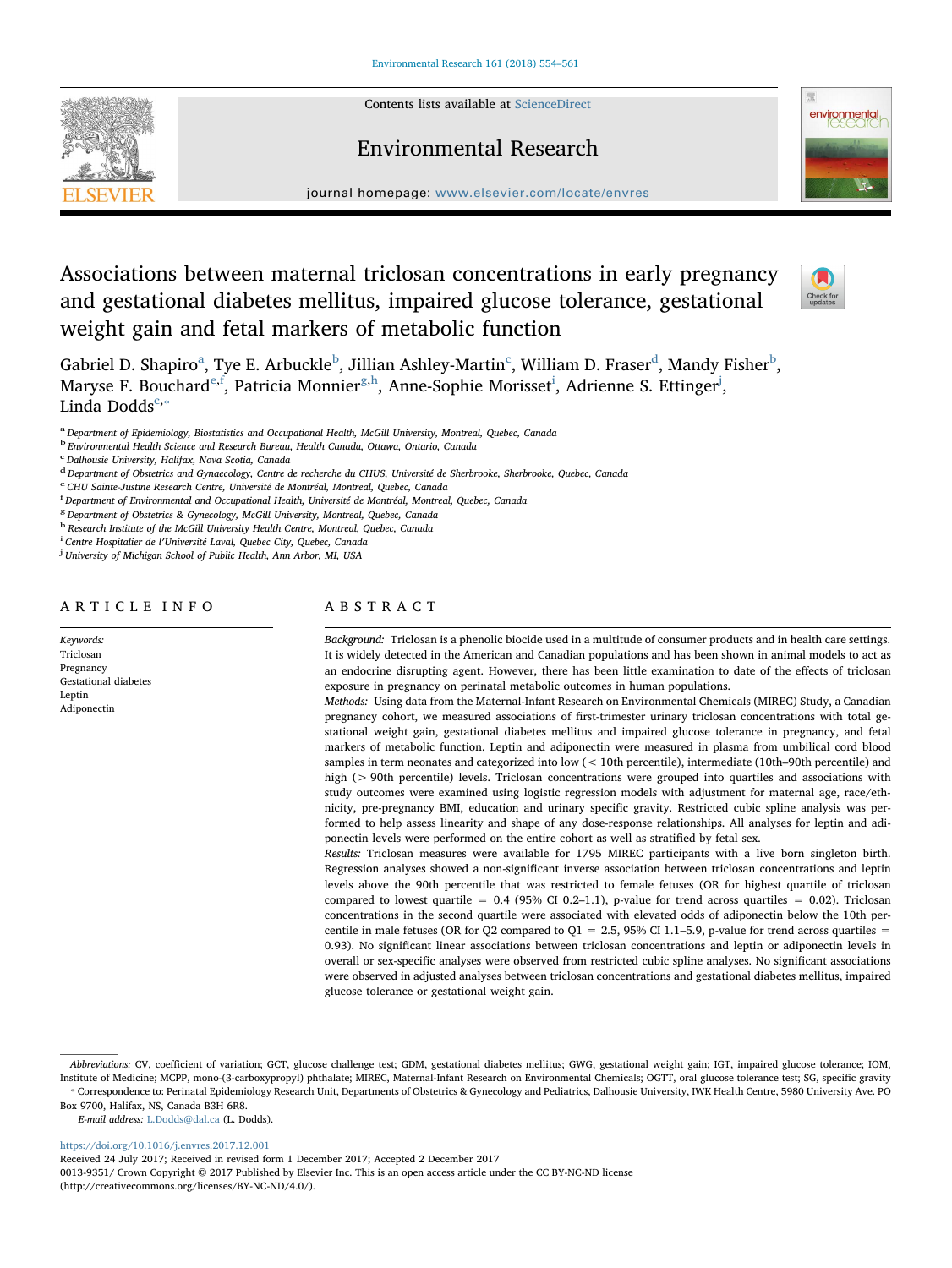# Associations between maternal triclosan concentrations in early pregnancy and gestational diabetes mellitus, impaired glucose tolerance, gestational weight gain and fetal markers of metabolic function

Gabriel D. Shapiro[a], Tye E. Arbuckle[b], Jillian Ashley-Martin[c], William D. Fraser[d], Mandy Fisher[b], Maryse F. Bouchard[e,f], Patricia Monnier[g,h], Anne-Sophie Morisset[i], Adrienne S. Ettinger[j], Linda Dodds[c,*]

[a] Department of Epidemiology, Biostatistics and Occupational Health, McGill University, Montreal, Quebec, Canada
[b] Environmental Health Science and Research Bureau, Health Canada, Ottawa, Ontario, Canada
[c] Dalhousie University, Halifax, Nova Scotia, Canada
[d] Department of Obstetrics and Gynaecology, Centre de recherche du CHUS, Université de Sherbrooke, Sherbrooke, Quebec, Canada
[e] CHU Sainte-Justine Research Centre, Université de Montréal, Montreal, Quebec, Canada
[f] Department of Environmental and Occupational Health, Université de Montréal, Montreal, Quebec, Canada
[g] Department of Obstetrics & Gynecology, McGill University, Montreal, Quebec, Canada
[h] Research Institute of the McGill University Health Centre, Montreal, Quebec, Canada
[i] Centre Hospitalier de l'Université Laval, Quebec City, Quebec, Canada
[j] University of Michigan School of Public Health, Ann Arbor, MI, USA

## ARTICLE INFO

*Keywords:*
Triclosan
Pregnancy
Gestational diabetes
Leptin
Adiponectin

## ABSTRACT

*Background:* Triclosan is a phenolic biocide used in a multitude of consumer products and in health care settings. It is widely detected in the American and Canadian populations and has been shown in animal models to act as an endocrine disrupting agent. However, there has been little examination to date of the effects of triclosan exposure in pregnancy on perinatal metabolic outcomes in human populations.

*Methods:* Using data from the Maternal-Infant Research on Environmental Chemicals (MIREC) Study, a Canadian pregnancy cohort, we measured associations of first-trimester urinary triclosan concentrations with total gestational weight gain, gestational diabetes mellitus and impaired glucose tolerance in pregnancy, and fetal markers of metabolic function. Leptin and adiponectin were measured in plasma from umbilical cord blood samples in term neonates and categorized into low (< 10th percentile), intermediate (10th–90th percentile) and high (> 90th percentile) levels. Triclosan concentrations were grouped into quartiles and associations with study outcomes were examined using logistic regression models with adjustment for maternal age, race/ethnicity, pre-pregnancy BMI, education and urinary specific gravity. Restricted cubic spline analysis was performed to help assess linearity and shape of any dose-response relationships. All analyses for leptin and adiponectin levels were performed on the entire cohort as well as stratified by fetal sex.

*Results:* Triclosan measures were available for 1795 MIREC participants with a live born singleton birth. Regression analyses showed a non-significant inverse association between triclosan concentrations and leptin levels above the 90th percentile that was restricted to female fetuses (OR for highest quartile of triclosan compared to lowest quartile = 0.4 (95% CI 0.2–1.1), p-value for trend across quartiles = 0.02). Triclosan concentrations in the second quartile were associated with elevated odds of adiponectin below the 10th percentile in male fetuses (OR for Q2 compared to Q1 = 2.5, 95% CI 1.1–5.9, p-value for trend across quartiles = 0.93). No significant linear associations between triclosan concentrations and leptin or adiponectin levels in overall or sex-specific analyses were observed from restricted cubic spline analyses. No significant associations were observed in adjusted analyses between triclosan concentrations and gestational diabetes mellitus, impaired glucose tolerance or gestational weight gain.

---

*Abbreviations:* CV, coefficient of variation; GCT, glucose challenge test; GDM, gestational diabetes mellitus; GWG, gestational weight gain; IGT, impaired glucose tolerance; IOM, Institute of Medicine; MCPP, mono-(3-carboxypropyl) phthalate; MIREC, Maternal-Infant Research on Environmental Chemicals; OGTT, oral glucose tolerance test; SG, specific gravity

\* Correspondence to: Perinatal Epidemiology Research Unit, Departments of Obstetrics & Gynecology and Pediatrics, Dalhousie University, IWK Health Centre, 5980 University Ave. PO Box 9700, Halifax, NS, Canada B3H 6R8.

*E-mail address:* L.Dodds@dal.ca (L. Dodds).

https://doi.org/10.1016/j.envres.2017.12.001
Received 24 July 2017; Received in revised form 1 December 2017; Accepted 2 December 2017
0013-9351/ Crown Copyright © 2017 Published by Elsevier Inc. This is an open access article under the CC BY-NC-ND license (http://creativecommons.org/licenses/BY-NC-ND/4.0/).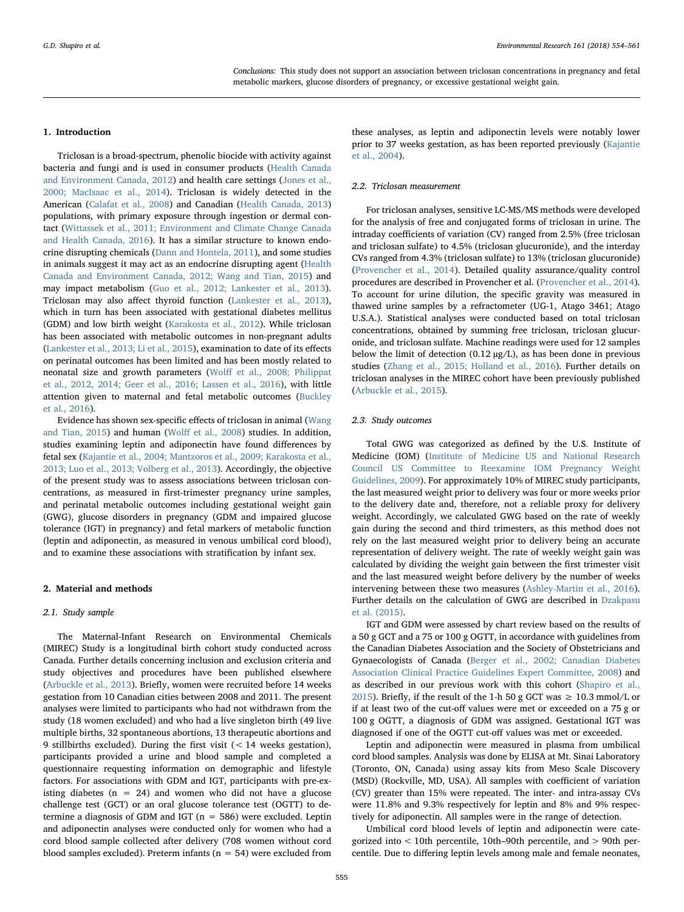*Conclusions:* This study does not support an association between triclosan concentrations in pregnancy and fetal metabolic markers, glucose disorders of pregnancy, or excessive gestational weight gain.

## 1. Introduction

Triclosan is a broad-spectrum, phenolic biocide with activity against bacteria and fungi and is used in consumer products (Health Canada and Environment Canada, 2012) and health care settings (Jones et al., 2000; MacIsaac et al., 2014). Triclosan is widely detected in the American (Calafat et al., 2008) and Canadian (Health Canada, 2013) populations, with primary exposure through ingestion or dermal contact (Wittassek et al., 2011; Environment and Climate Change Canada and Health Canada, 2016). It has a similar structure to known endocrine disrupting chemicals (Dann and Hontela, 2011), and some studies in animals suggest it may act as an endocrine disrupting agent (Health Canada and Environment Canada, 2012; Wang and Tian, 2015) and may impact metabolism (Guo et al., 2012; Lankester et al., 2013). Triclosan may also affect thyroid function (Lankester et al., 2013), which in turn has been associated with gestational diabetes mellitus (GDM) and low birth weight (Karakosta et al., 2012). While triclosan has been associated with metabolic outcomes in non-pregnant adults (Lankester et al., 2013; Li et al., 2015), examination to date of its effects on perinatal outcomes has been limited and has been mostly related to neonatal size and growth parameters (Wolff et al., 2008; Philippat et al., 2012, 2014; Geer et al., 2016; Lassen et al., 2016), with little attention given to maternal and fetal metabolic outcomes (Buckley et al., 2016).

Evidence has shown sex-specific effects of triclosan in animal (Wang and Tian, 2015) and human (Wolff et al., 2008) studies. In addition, studies examining leptin and adiponectin have found differences by fetal sex (Kajantie et al., 2004; Mantzoros et al., 2009; Karakosta et al., 2013; Luo et al., 2013; Volberg et al., 2013). Accordingly, the objective of the present study was to assess associations between triclosan concentrations, as measured in first-trimester pregnancy urine samples, and perinatal metabolic outcomes including gestational weight gain (GWG), glucose disorders in pregnancy (GDM and impaired glucose tolerance (IGT) in pregnancy) and fetal markers of metabolic function (leptin and adiponectin, as measured in venous umbilical cord blood), and to examine these associations with stratification by infant sex.

## 2. Material and methods

### 2.1. Study sample

The Maternal-Infant Research on Environmental Chemicals (MIREC) Study is a longitudinal birth cohort study conducted across Canada. Further details concerning inclusion and exclusion criteria and study objectives and procedures have been published elsewhere (Arbuckle et al., 2013). Briefly, women were recruited before 14 weeks gestation from 10 Canadian cities between 2008 and 2011. The present analyses were limited to participants who had not withdrawn from the study (18 women excluded) and who had a live singleton birth (49 live multiple births, 32 spontaneous abortions, 13 therapeutic abortions and 9 stillbirths excluded). During the first visit (< 14 weeks gestation), participants provided a urine and blood sample and completed a questionnaire requesting information on demographic and lifestyle factors. For associations with GDM and IGT, participants with pre-existing diabetes (n = 24) and women who did not have a glucose challenge test (GCT) or an oral glucose tolerance test (OGTT) to determine a diagnosis of GDM and IGT (n = 586) were excluded. Leptin and adiponectin analyses were conducted only for women who had a cord blood sample collected after delivery (708 women without cord blood samples excluded). Preterm infants (n = 54) were excluded from these analyses, as leptin and adiponectin levels were notably lower prior to 37 weeks gestation, as has been reported previously (Kajantie et al., 2004).

### 2.2. Triclosan measurement

For triclosan analyses, sensitive LC-MS/MS methods were developed for the analysis of free and conjugated forms of triclosan in urine. The intraday coefficients of variation (CV) ranged from 2.5% (free triclosan and triclosan sulfate) to 4.5% (triclosan glucuronide), and the interday CVs ranged from 4.3% (triclosan sulfate) to 13% (triclosan glucuronide) (Provencher et al., 2014). Detailed quality assurance/quality control procedures are described in Provencher et al. (Provencher et al., 2014). To account for urine dilution, the specific gravity was measured in thawed urine samples by a refractometer (UG-1, Atago 3461; Atago U.S.A.). Statistical analyses were conducted based on total triclosan concentrations, obtained by summing free triclosan, triclosan glucuronide, and triclosan sulfate. Machine readings were used for 12 samples below the limit of detection (0.12 μg/L), as has been done in previous studies (Zhang et al., 2015; Holland et al., 2016). Further details on triclosan analyses in the MIREC cohort have been previously published (Arbuckle et al., 2015).

### 2.3. Study outcomes

Total GWG was categorized as defined by the U.S. Institute of Medicine (IOM) (Institute of Medicine US and National Research Council US Committee to Reexamine IOM Pregnancy Weight Guidelines, 2009). For approximately 10% of MIREC study participants, the last measured weight prior to delivery was four or more weeks prior to the delivery date and, therefore, not a reliable proxy for delivery weight. Accordingly, we calculated GWG based on the rate of weekly weight gain during the second and third trimesters, as this method does not rely on the last measured weight prior to delivery being an accurate representation of delivery weight. The rate of weekly weight gain was calculated by dividing the weight gain between the first trimester visit and the last measured weight before delivery by the number of weeks intervening between these two measures (Ashley-Martin et al., 2016). Further details on the calculation of GWG are described in Dzakpasu et al. (2015).

IGT and GDM were assessed by chart review based on the results of a 50 g GCT and a 75 or 100 g OGTT, in accordance with guidelines from the Canadian Diabetes Association and the Society of Obstetricians and Gynaecologists of Canada (Berger et al., 2002; Canadian Diabetes Association Clinical Practice Guidelines Expert Committee, 2008) and as described in our previous work with this cohort (Shapiro et al., 2015). Briefly, if the result of the 1-h 50 g GCT was ≥ 10.3 mmol/L or if at least two of the cut-off values were met or exceeded on a 75 g or 100 g OGTT, a diagnosis of GDM was assigned. Gestational IGT was diagnosed if one of the OGTT cut-off values was met or exceeded.

Leptin and adiponectin were measured in plasma from umbilical cord blood samples. Analysis was done by ELISA at Mt. Sinai Laboratory (Toronto, ON, Canada) using assay kits from Meso Scale Discovery (MSD) (Rockville, MD, USA). All samples with coefficient of variation (CV) greater than 15% were repeated. The inter- and intra-assay CVs were 11.8% and 9.3% respectively for leptin and 8% and 9% respectively for adiponectin. All samples were in the range of detection.

Umbilical cord blood levels of leptin and adiponectin were categorized into < 10th percentile, 10th–90th percentile, and > 90th percentile. Due to differing leptin levels among male and female neonates,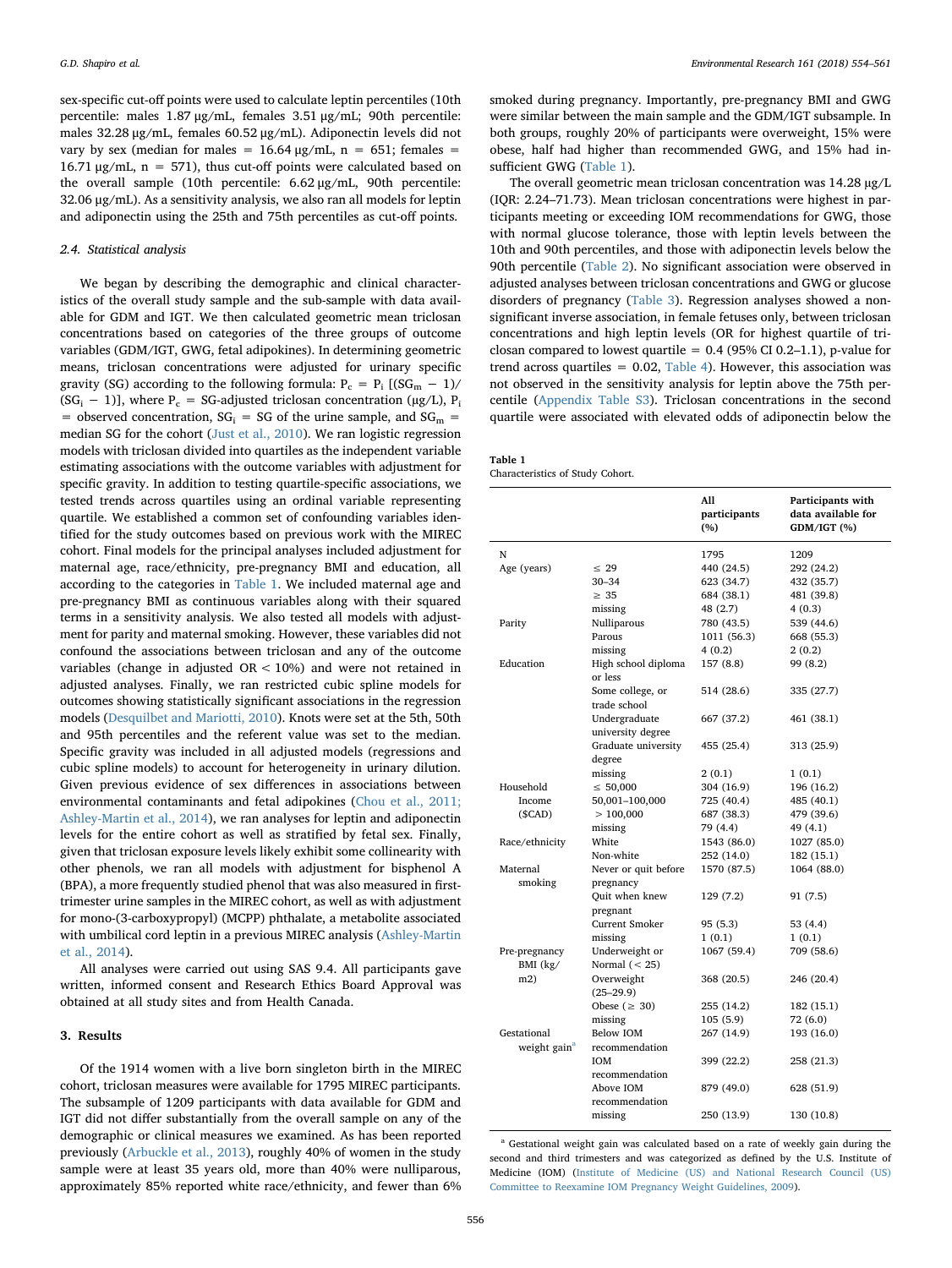sex-specific cut-off points were used to calculate leptin percentiles (10th percentile: males 1.87 μg/mL, females 3.51 μg/mL; 90th percentile: males 32.28 μg/mL, females 60.52 μg/mL). Adiponectin levels did not vary by sex (median for males = 16.64 μg/mL, n = 651; females = 16.71 μg/mL, n = 571), thus cut-off points were calculated based on the overall sample (10th percentile: 6.62 μg/mL, 90th percentile: 32.06 μg/mL). As a sensitivity analysis, we also ran all models for leptin and adiponectin using the 25th and 75th percentiles as cut-off points.

### 2.4. Statistical analysis

We began by describing the demographic and clinical characteristics of the overall study sample and the sub-sample with data available for GDM and IGT. We then calculated geometric mean triclosan concentrations based on categories of the three groups of outcome variables (GDM/IGT, GWG, fetal adipokines). In determining geometric means, triclosan concentrations were adjusted for urinary specific gravity (SG) according to the following formula: $P_c = P_i\,[(SG_m - 1)/(SG_i - 1)]$, where $P_c$ = SG-adjusted triclosan concentration (μg/L), $P_i$ = observed concentration, $SG_i$ = SG of the urine sample, and $SG_m$ = median SG for the cohort (Just et al., 2010). We ran logistic regression models with triclosan divided into quartiles as the independent variable estimating associations with the outcome variables with adjustment for specific gravity. In addition to testing quartile-specific associations, we tested trends across quartiles using an ordinal variable representing quartile. We established a common set of confounding variables identified for the study outcomes based on previous work with the MIREC cohort. Final models for the principal analyses included adjustment for maternal age, race/ethnicity, pre-pregnancy BMI and education, all according to the categories in Table 1. We included maternal age and pre-pregnancy BMI as continuous variables along with their squared terms in a sensitivity analysis. We also tested all models with adjustment for parity and maternal smoking. However, these variables did not confound the associations between triclosan and any of the outcome variables (change in adjusted OR < 10%) and were not retained in adjusted analyses. Finally, we ran restricted cubic spline models for outcomes showing statistically significant associations in the regression models (Desquilbet and Mariotti, 2010). Knots were set at the 5th, 50th and 95th percentiles and the referent value was set to the median. Specific gravity was included in all adjusted models (regressions and cubic spline models) to account for heterogeneity in urinary dilution. Given previous evidence of sex differences in associations between environmental contaminants and fetal adipokines (Chou et al., 2011; Ashley-Martin et al., 2014), we ran analyses for leptin and adiponectin levels for the entire cohort as well as stratified by fetal sex. Finally, given that triclosan exposure levels likely exhibit some collinearity with other phenols, we ran all models with adjustment for bisphenol A (BPA), a more frequently studied phenol that was also measured in first-trimester urine samples in the MIREC cohort, as well as with adjustment for mono-(3-carboxypropyl) (MCPP) phthalate, a metabolite associated with umbilical cord leptin in a previous MIREC analysis (Ashley-Martin et al., 2014).

All analyses were carried out using SAS 9.4. All participants gave written, informed consent and Research Ethics Board Approval was obtained at all study sites and from Health Canada.

## 3. Results

Of the 1914 women with a live born singleton birth in the MIREC cohort, triclosan measures were available for 1795 MIREC participants. The subsample of 1209 participants with data available for GDM and IGT did not differ substantially from the overall sample on any of the demographic or clinical measures we examined. As has been reported previously (Arbuckle et al., 2013), roughly 40% of women in the study sample were at least 35 years old, more than 40% were nulliparous, approximately 85% reported white race/ethnicity, and fewer than 6% smoked during pregnancy. Importantly, pre-pregnancy BMI and GWG were similar between the main sample and the GDM/IGT subsample. In both groups, roughly 20% of participants were overweight, 15% were obese, half had higher than recommended GWG, and 15% had insufficient GWG (Table 1).

The overall geometric mean triclosan concentration was 14.28 μg/L (IQR: 2.24–71.73). Mean triclosan concentrations were highest in participants meeting or exceeding IOM recommendations for GWG, those with normal glucose tolerance, those with leptin levels between the 10th and 90th percentiles, and those with adiponectin levels below the 90th percentile (Table 2). No significant association were observed in adjusted analyses between triclosan concentrations and GWG or glucose disorders of pregnancy (Table 3). Regression analyses showed a non-significant inverse association, in female fetuses only, between triclosan concentrations and high leptin levels (OR for highest quartile of triclosan compared to lowest quartile = 0.4 (95% CI 0.2–1.1), p-value for trend across quartiles = 0.02, Table 4). However, this association was not observed in the sensitivity analysis for leptin above the 75th percentile (Appendix Table S3). Triclosan concentrations in the second quartile were associated with elevated odds of adiponectin below the

**Table 1**
Characteristics of Study Cohort.

| | | All participants (%) | Participants with data available for GDM/IGT (%) |
|---|---|---|---|
| N | | 1795 | 1209 |
| Age (years) | ≤ 29 | 440 (24.5) | 292 (24.2) |
| | 30–34 | 623 (34.7) | 432 (35.7) |
| | ≥ 35 | 684 (38.1) | 481 (39.8) |
| | missing | 48 (2.7) | 4 (0.3) |
| Parity | Nulliparous | 780 (43.5) | 539 (44.6) |
| | Parous | 1011 (56.3) | 668 (55.3) |
| | missing | 4 (0.2) | 2 (0.2) |
| Education | High school diploma or less | 157 (8.8) | 99 (8.2) |
| | Some college, or trade school | 514 (28.6) | 335 (27.7) |
| | Undergraduate university degree | 667 (37.2) | 461 (38.1) |
| | Graduate university degree | 455 (25.4) | 313 (25.9) |
| | missing | 2 (0.1) | 1 (0.1) |
| Household Income ($CAD) | ≤ 50,000 | 304 (16.9) | 196 (16.2) |
| | 50,001–100,000 | 725 (40.4) | 485 (40.1) |
| | > 100,000 | 687 (38.3) | 479 (39.6) |
| | missing | 79 (4.4) | 49 (4.1) |
| Race/ethnicity | White | 1543 (86.0) | 1027 (85.0) |
| | Non-white | 252 (14.0) | 182 (15.1) |
| Maternal smoking | Never or quit before pregnancy | 1570 (87.5) | 1064 (88.0) |
| | Quit when knew pregnant | 129 (7.2) | 91 (7.5) |
| | Current Smoker | 95 (5.3) | 53 (4.4) |
| | missing | 1 (0.1) | 1 (0.1) |
| Pre-pregnancy BMI (kg/m2) | Underweight or Normal (< 25) | 1067 (59.4) | 709 (58.6) |
| | Overweight (25–29.9) | 368 (20.5) | 246 (20.4) |
| | Obese (≥ 30) | 255 (14.2) | 182 (15.1) |
| | missing | 105 (5.9) | 72 (6.0) |
| Gestational weight gain[a] | Below IOM recommendation | 267 (14.9) | 193 (16.0) |
| | IOM recommendation | 399 (22.2) | 258 (21.3) |
| | Above IOM recommendation | 879 (49.0) | 628 (51.9) |
| | missing | 250 (13.9) | 130 (10.8) |

[a] Gestational weight gain was calculated based on a rate of weekly gain during the second and third trimesters and was categorized as defined by the U.S. Institute of Medicine (IOM) (Institute of Medicine (US) and National Research Council (US) Committee to Reexamine IOM Pregnancy Weight Guidelines, 2009).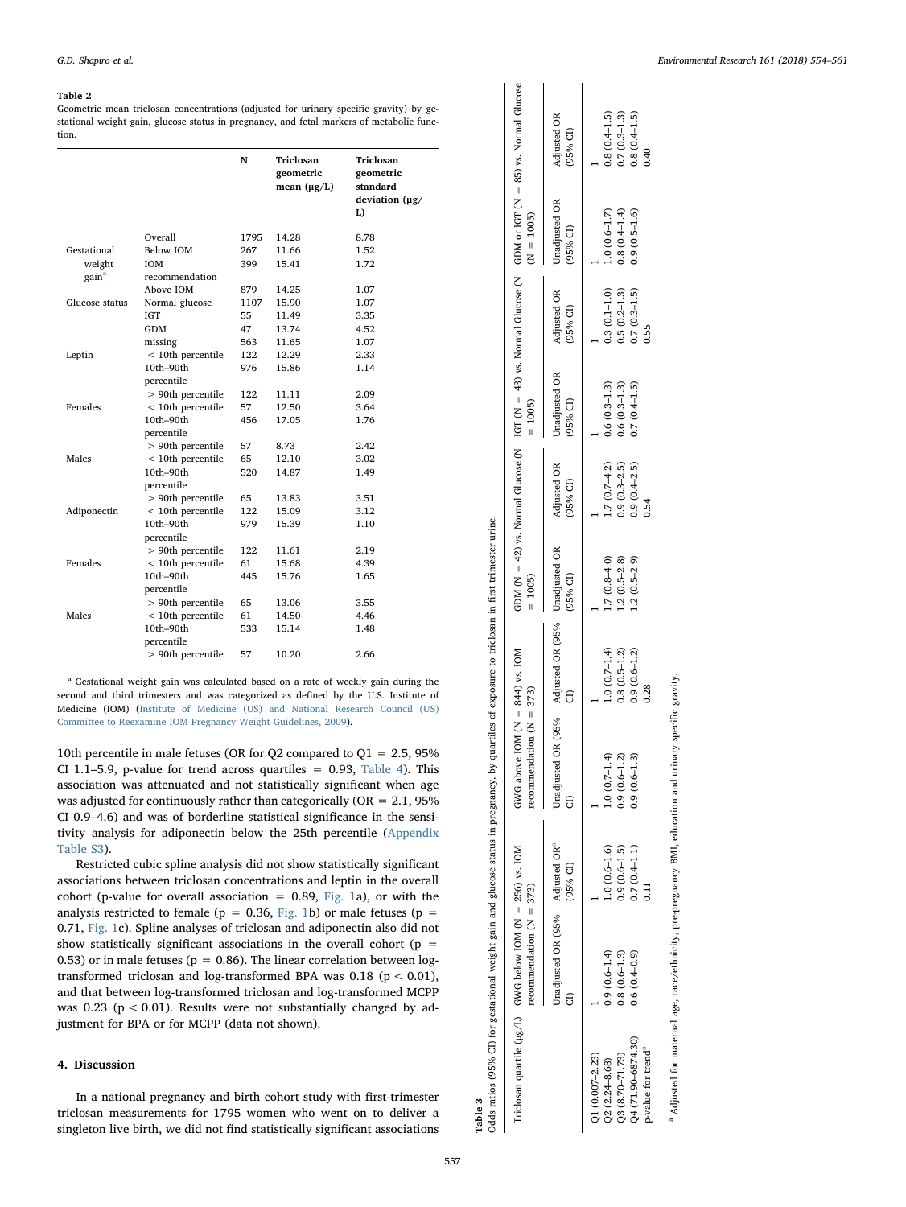**Table 2**
Geometric mean triclosan concentrations (adjusted for urinary specific gravity) by gestational weight gain, glucose status in pregnancy, and fetal markers of metabolic function.

| | | N | Triclosan geometric mean (μg/L) | Triclosan geometric standard deviation (μg/L) |
|---|---|---|---|---|
| | Overall | 1795 | 14.28 | 8.78 |
| Gestational weight gain[a] | Below IOM | 267 | 11.66 | 1.52 |
| | IOM recommendation | 399 | 15.41 | 1.72 |
| | Above IOM | 879 | 14.25 | 1.07 |
| Glucose status | Normal glucose | 1107 | 15.90 | 1.07 |
| | IGT | 55 | 11.49 | 3.35 |
| | GDM | 47 | 13.74 | 4.52 |
| | missing | 563 | 11.65 | 1.07 |
| Leptin | < 10th percentile | 122 | 12.29 | 2.33 |
| | 10th–90th percentile | 976 | 15.86 | 1.14 |
| | > 90th percentile | 122 | 11.11 | 2.09 |
| Females | < 10th percentile | 57 | 12.50 | 3.64 |
| | 10th–90th percentile | 456 | 17.05 | 1.76 |
| | > 90th percentile | 57 | 8.73 | 2.42 |
| Males | < 10th percentile | 65 | 12.10 | 3.02 |
| | 10th–90th percentile | 520 | 14.87 | 1.49 |
| | > 90th percentile | 65 | 13.83 | 3.51 |
| Adiponectin | < 10th percentile | 122 | 15.09 | 3.12 |
| | 10th–90th percentile | 979 | 15.39 | 1.10 |
| | > 90th percentile | 122 | 11.61 | 2.19 |
| Females | < 10th percentile | 61 | 15.68 | 4.39 |
| | 10th–90th percentile | 445 | 15.76 | 1.65 |
| | > 90th percentile | 65 | 13.06 | 3.55 |
| Males | < 10th percentile | 61 | 14.50 | 4.46 |
| | 10th–90th percentile | 533 | 15.14 | 1.48 |
| | > 90th percentile | 57 | 10.20 | 2.66 |

[a] Gestational weight gain was calculated based on a rate of weekly gain during the second and third trimesters and was categorized as defined by the U.S. Institute of Medicine (IOM) (Institute of Medicine (US) and National Research Council (US) Committee to Reexamine IOM Pregnancy Weight Guidelines, 2009).

10th percentile in male fetuses (OR for Q2 compared to Q1 = 2.5, 95% CI 1.1–5.9, p-value for trend across quartiles = 0.93, Table 4). This association was attenuated and not statistically significant when age was adjusted for continuously rather than categorically (OR = 2.1, 95% CI 0.9–4.6) and was of borderline statistical significance in the sensitivity analysis for adiponectin below the 25th percentile (Appendix Table S3).

Restricted cubic spline analysis did not show statistically significant associations between triclosan concentrations and leptin in the overall cohort (p-value for overall association = 0.89, Fig. 1a), or with the analysis restricted to female (p = 0.36, Fig. 1b) or male fetuses (p = 0.71, Fig. 1c). Spline analyses of triclosan and adiponectin also did not show statistically significant associations in the overall cohort (p = 0.53) or in male fetuses (p = 0.86). The linear correlation between log-transformed triclosan and log-transformed BPA was 0.18 ($p < 0.01$), and that between log-transformed triclosan and log-transformed MCPP was 0.23 ($p < 0.01$). Results were not substantially changed by adjustment for BPA or for MCPP (data not shown).

## 4. Discussion

In a national pregnancy and birth cohort study with first-trimester triclosan measurements for 1795 women who went on to deliver a singleton live birth, we did not find statistically significant associations

**Table 3**
Odds ratios (95% CI) for gestational weight gain and glucose status in pregnancy, by quartiles of exposure to triclosan in first trimester urine.

| Triclosan quartile (μg/L) | GWG below IOM (N = 256) vs. IOM recommendation (N = 373) | | GWG above IOM (N = 844) vs. IOM recommendation (N = 373) | | GDM (N = 42) vs. Normal Glucose (N = 1005) | | IGT (N = 43) vs. Normal Glucose (N = 1005) | | GDM or IGT (N = 85) vs. Normal Glucose (N = 1005) | |
|---|---|---|---|---|---|---|---|---|---|---|
| | Unadjusted OR (95% CI) | Adjusted OR[a] (95% CI) | Unadjusted OR (95% CI) | Adjusted OR (95% CI) | Unadjusted OR (95% CI) | Adjusted OR (95% CI) | Unadjusted OR (95% CI) | Adjusted OR (95% CI) | Unadjusted OR (95% CI) | Adjusted OR (95% CI) |
| Q1 (0.007–2.23) | 1 | 1 | 1 | 1 | 1 | 1 | 1 | 1 | 1 | 1 |
| Q2 (2.24–8.68) | 0.9 (0.6–1.4) | 1.0 (0.6–1.6) | 1.0 (0.7–1.4) | 1.0 (0.7–1.4) | 1.7 (0.8–4.0) | 1.7 (0.7–4.2) | 0.6 (0.3–1.3) | 0.3 (0.1–1.0) | 1.0 (0.6–1.7) | 0.8 (0.4–1.5) |
| Q3 (8.70–71.73) | 0.8 (0.6–1.3) | 0.9 (0.6–1.5) | 0.9 (0.6–1.2) | 0.8 (0.5–1.2) | 1.2 (0.5–2.8) | 0.9 (0.3–2.5) | 0.6 (0.3–1.3) | 0.5 (0.2–1.3) | 0.8 (0.4–1.4) | 0.7 (0.3–1.3) |
| Q4 (71.90–6874.30) | 0.6 (0.4–0.9) | 0.7 (0.4–1.1) | 0.9 (0.6–1.3) | 0.9 (0.6–1.2) | 1.2 (0.5–2.9) | 0.9 (0.4–2.5) | 0.7 (0.4–1.5) | 0.7 (0.3–1.5) | 0.9 (0.5–1.6) | 0.8 (0.4–1.5) |
| p-value for trend[a] | | 0.11 | | 0.28 | | 0.54 | | 0.55 | | 0.40 |

[a] Adjusted for maternal age, race/ethnicity, pre-pregnancy BMI, education and urinary specific gravity.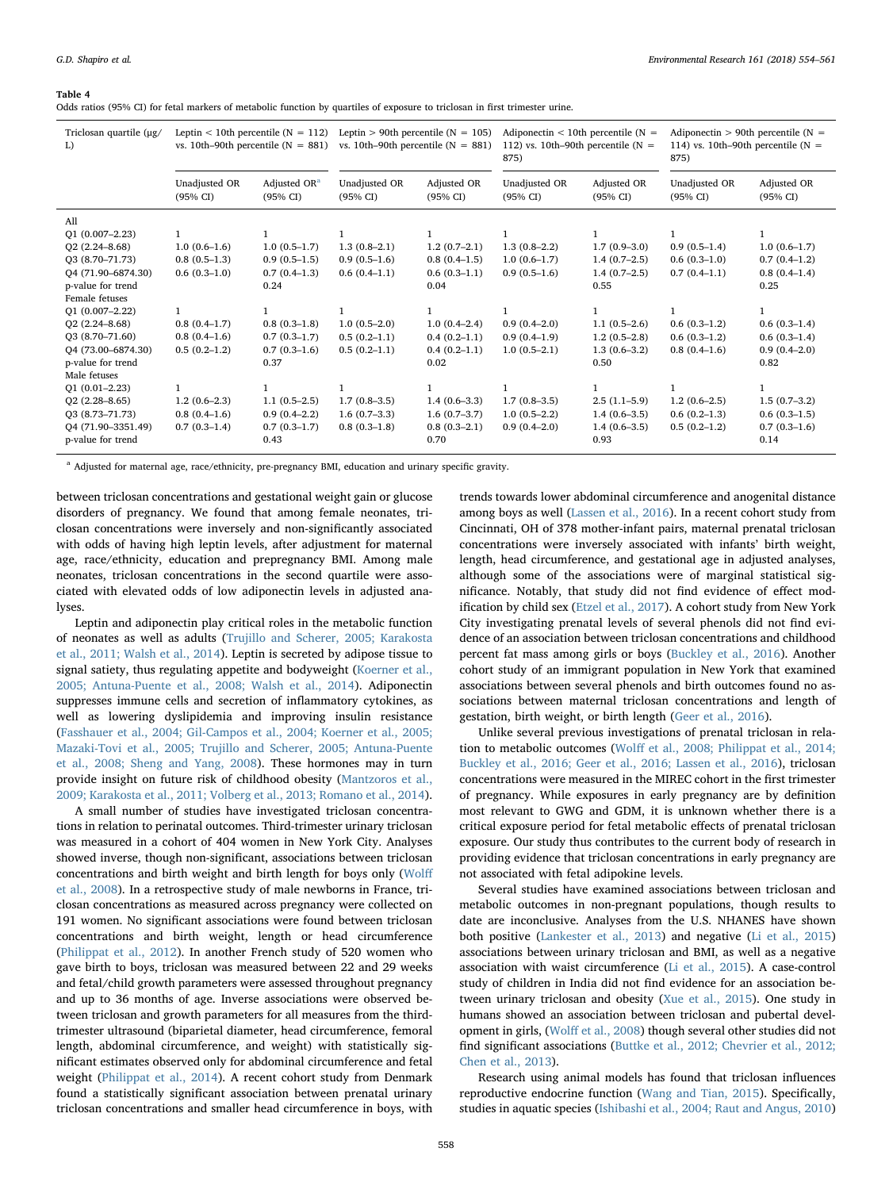**Table 4**
Odds ratios (95% CI) for fetal markers of metabolic function by quartiles of exposure to triclosan in first trimester urine.

| Triclosan quartile (μg/L) | Leptin < 10th percentile (N = 112) vs. 10th–90th percentile (N = 881) | | Leptin > 90th percentile (N = 105) vs. 10th–90th percentile (N = 881) | | Adiponectin < 10th percentile (N = 112) vs. 10th–90th percentile (N = 875) | | Adiponectin > 90th percentile (N = 114) vs. 10th–90th percentile (N = 875) | |
|---|---|---|---|---|---|---|---|---|
| | Unadjusted OR (95% CI) | Adjusted OR[a] (95% CI) | Unadjusted OR (95% CI) | Adjusted OR (95% CI) | Unadjusted OR (95% CI) | Adjusted OR (95% CI) | Unadjusted OR (95% CI) | Adjusted OR (95% CI) |
| All | | | | | | | | |
| Q1 (0.007–2.23) | 1 | 1 | 1 | 1 | 1 | 1 | 1 | 1 |
| Q2 (2.24–8.68) | 1.0 (0.6–1.6) | 1.0 (0.5–1.7) | 1.3 (0.8–2.1) | 1.2 (0.7–2.1) | 1.3 (0.8–2.2) | 1.7 (0.9–3.0) | 0.9 (0.5–1.4) | 1.0 (0.6–1.7) |
| Q3 (8.70–71.73) | 0.8 (0.5–1.3) | 0.9 (0.5–1.5) | 0.9 (0.5–1.6) | 0.8 (0.4–1.5) | 1.0 (0.6–1.7) | 1.4 (0.7–2.5) | 0.6 (0.3–1.0) | 0.7 (0.4–1.2) |
| Q4 (71.90–6874.30) | 0.6 (0.3–1.0) | 0.7 (0.4–1.3) | 0.6 (0.4–1.1) | 0.6 (0.3–1.1) | 0.9 (0.5–1.6) | 1.4 (0.7–2.5) | 0.7 (0.4–1.1) | 0.8 (0.4–1.4) |
| p-value for trend | | 0.24 | | 0.04 | | 0.55 | | 0.25 |
| Female fetuses | | | | | | | | |
| Q1 (0.007–2.22) | 1 | 1 | 1 | 1 | 1 | 1 | 1 | 1 |
| Q2 (2.24–8.68) | 0.8 (0.4–1.7) | 0.8 (0.3–1.8) | 1.0 (0.5–2.0) | 1.0 (0.4–2.4) | 0.9 (0.4–2.0) | 1.1 (0.5–2.6) | 0.6 (0.3–1.2) | 0.6 (0.3–1.4) |
| Q3 (8.70–71.60) | 0.8 (0.4–1.6) | 0.7 (0.3–1.7) | 0.5 (0.2–1.1) | 0.4 (0.2–1.1) | 0.9 (0.4–1.9) | 1.2 (0.5–2.8) | 0.6 (0.3–1.2) | 0.6 (0.3–1.4) |
| Q4 (73.00–6874.30) | 0.5 (0.2–1.2) | 0.7 (0.3–1.6) | 0.5 (0.2–1.1) | 0.4 (0.2–1.1) | 1.0 (0.5–2.1) | 1.3 (0.6–3.2) | 0.8 (0.4–1.6) | 0.9 (0.4–2.0) |
| p-value for trend | | 0.37 | | 0.02 | | 0.50 | | 0.82 |
| Male fetuses | | | | | | | | |
| Q1 (0.01–2.23) | 1 | 1 | 1 | 1 | 1 | 1 | 1 | 1 |
| Q2 (2.28–8.65) | 1.2 (0.6–2.3) | 1.1 (0.5–2.5) | 1.7 (0.8–3.5) | 1.4 (0.6–3.3) | 1.7 (0.8–3.5) | 2.5 (1.1–5.9) | 1.2 (0.6–2.5) | 1.5 (0.7–3.2) |
| Q3 (8.73–71.73) | 0.8 (0.4–1.6) | 0.9 (0.4–2.2) | 1.6 (0.7–3.3) | 1.6 (0.7–3.7) | 1.0 (0.5–2.2) | 1.4 (0.6–3.5) | 0.6 (0.2–1.3) | 0.6 (0.3–1.5) |
| Q4 (71.90–3351.49) | 0.7 (0.3–1.4) | 0.7 (0.3–1.7) | 0.8 (0.3–1.8) | 0.8 (0.3–2.1) | 0.9 (0.4–2.0) | 1.4 (0.6–3.5) | 0.5 (0.2–1.2) | 0.7 (0.3–1.6) |
| p-value for trend | | 0.43 | | 0.70 | | 0.93 | | 0.14 |

[a] Adjusted for maternal age, race/ethnicity, pre-pregnancy BMI, education and urinary specific gravity.

between triclosan concentrations and gestational weight gain or glucose disorders of pregnancy. We found that among female neonates, triclosan concentrations were inversely and non-significantly associated with odds of having high leptin levels, after adjustment for maternal age, race/ethnicity, education and prepregnancy BMI. Among male neonates, triclosan concentrations in the second quartile were associated with elevated odds of low adiponectin levels in adjusted analyses.

Leptin and adiponectin play critical roles in the metabolic function of neonates as well as adults (Trujillo and Scherer, 2005; Karakosta et al., 2011; Walsh et al., 2014). Leptin is secreted by adipose tissue to signal satiety, thus regulating appetite and bodyweight (Koerner et al., 2005; Antuna-Puente et al., 2008; Walsh et al., 2014). Adiponectin suppresses immune cells and secretion of inflammatory cytokines, as well as lowering dyslipidemia and improving insulin resistance (Fasshauer et al., 2004; Gil-Campos et al., 2004; Koerner et al., 2005; Mazaki-Tovi et al., 2005; Trujillo and Scherer, 2005; Antuna-Puente et al., 2008; Sheng and Yang, 2008). These hormones may in turn provide insight on future risk of childhood obesity (Mantzoros et al., 2009; Karakosta et al., 2011; Volberg et al., 2013; Romano et al., 2014).

A small number of studies have investigated triclosan concentrations in relation to perinatal outcomes. Third-trimester urinary triclosan was measured in a cohort of 404 women in New York City. Analyses showed inverse, though non-significant, associations between triclosan concentrations and birth weight and birth length for boys only (Wolff et al., 2008). In a retrospective study of male newborns in France, triclosan concentrations as measured across pregnancy were collected on 191 women. No significant associations were found between triclosan concentrations and birth weight, length or head circumference (Philippat et al., 2012). In another French study of 520 women who gave birth to boys, triclosan was measured between 22 and 29 weeks and fetal/child growth parameters were assessed throughout pregnancy and up to 36 months of age. Inverse associations were observed between triclosan and growth parameters for all measures from the third-trimester ultrasound (biparietal diameter, head circumference, femoral length, abdominal circumference, and weight) with statistically significant estimates observed only for abdominal circumference and fetal weight (Philippat et al., 2014). A recent cohort study from Denmark found a statistically significant association between prenatal urinary triclosan concentrations and smaller head circumference in boys, with trends towards lower abdominal circumference and anogenital distance among boys as well (Lassen et al., 2016). In a recent cohort study from Cincinnati, OH of 378 mother-infant pairs, maternal prenatal triclosan concentrations were inversely associated with infants' birth weight, length, head circumference, and gestational age in adjusted analyses, although some of the associations were of marginal statistical significance. Notably, that study did not find evidence of effect modification by child sex (Etzel et al., 2017). A cohort study from New York City investigating prenatal levels of several phenols did not find evidence of an association between triclosan concentrations and childhood percent fat mass among girls or boys (Buckley et al., 2016). Another cohort study of an immigrant population in New York that examined associations between several phenols and birth outcomes found no associations between maternal triclosan concentrations and length of gestation, birth weight, or birth length (Geer et al., 2016).

Unlike several previous investigations of prenatal triclosan in relation to metabolic outcomes (Wolff et al., 2008; Philippat et al., 2014; Buckley et al., 2016; Geer et al., 2016; Lassen et al., 2016), triclosan concentrations were measured in the MIREC cohort in the first trimester of pregnancy. While exposures in early pregnancy are by definition most relevant to GWG and GDM, it is unknown whether there is a critical exposure period for fetal metabolic effects of prenatal triclosan exposure. Our study thus contributes to the current body of research in providing evidence that triclosan concentrations in early pregnancy are not associated with fetal adipokine levels.

Several studies have examined associations between triclosan and metabolic outcomes in non-pregnant populations, though results to date are inconclusive. Analyses from the U.S. NHANES have shown both positive (Lankester et al., 2013) and negative (Li et al., 2015) associations between urinary triclosan and BMI, as well as a negative association with waist circumference (Li et al., 2015). A case-control study of children in India did not find evidence for an association between urinary triclosan and obesity (Xue et al., 2015). One study in humans showed an association between triclosan and pubertal development in girls, (Wolff et al., 2008) though several other studies did not find significant associations (Buttke et al., 2012; Chevrier et al., 2012; Chen et al., 2013).

Research using animal models has found that triclosan influences reproductive endocrine function (Wang and Tian, 2015). Specifically, studies in aquatic species (Ishibashi et al., 2004; Raut and Angus, 2010)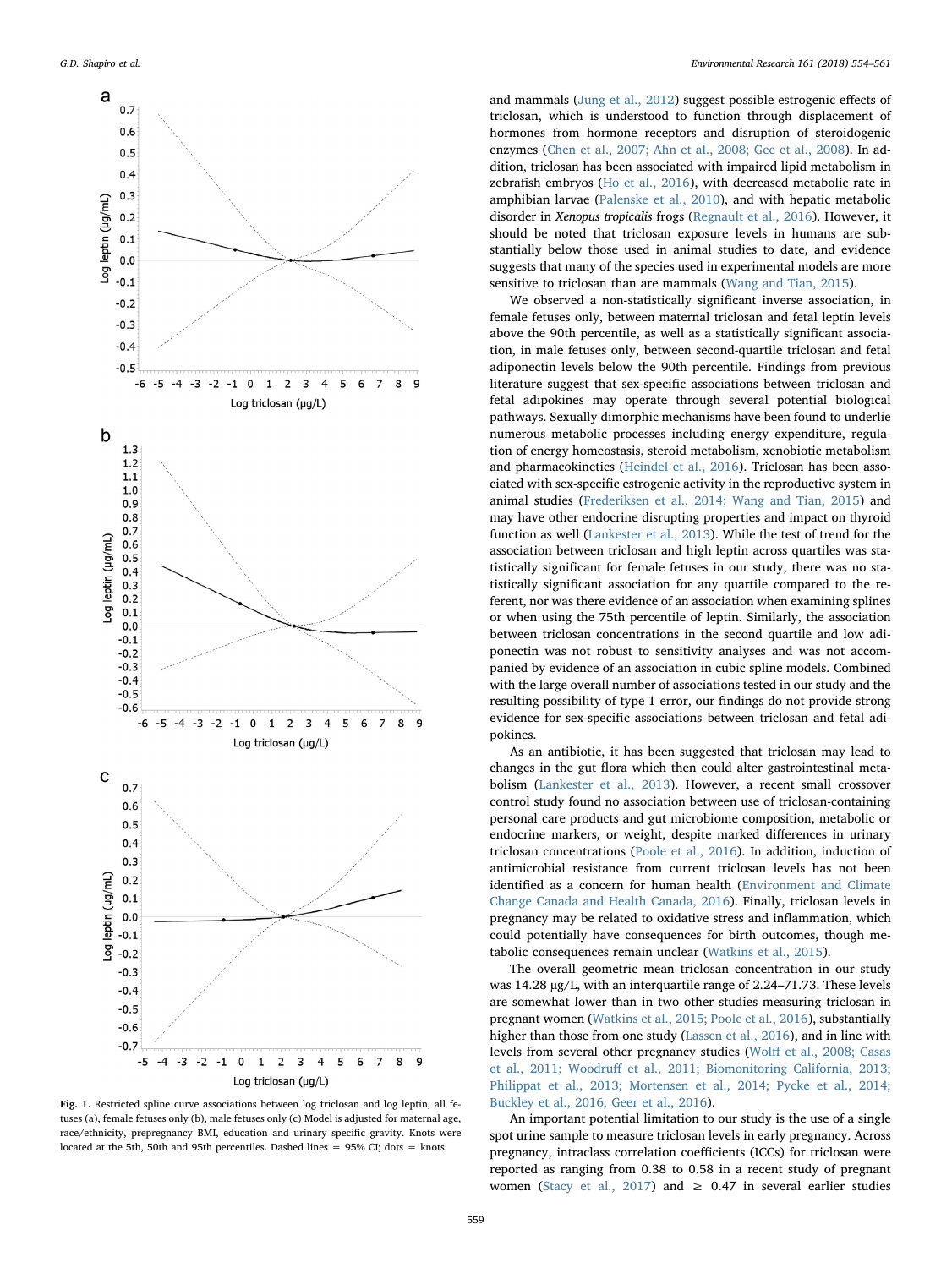Fig. 1. Restricted spline curve associations between log triclosan and log leptin, all fetuses (a), female fetuses only (b), male fetuses only (c) Model is adjusted for maternal age, race/ethnicity, prepregnancy BMI, education and urinary specific gravity. Knots were located at the 5th, 50th and 95th percentiles. Dashed lines = 95% CI; dots = knots.

and mammals (Jung et al., 2012) suggest possible estrogenic effects of triclosan, which is understood to function through displacement of hormones from hormone receptors and disruption of steroidogenic enzymes (Chen et al., 2007; Ahn et al., 2008; Gee et al., 2008). In addition, triclosan has been associated with impaired lipid metabolism in zebrafish embryos (Ho et al., 2016), with decreased metabolic rate in amphibian larvae (Palenske et al., 2010), and with hepatic metabolic disorder in *Xenopus tropicalis* frogs (Regnault et al., 2016). However, it should be noted that triclosan exposure levels in humans are substantially below those used in animal studies to date, and evidence suggests that many of the species used in experimental models are more sensitive to triclosan than are mammals (Wang and Tian, 2015).

We observed a non-statistically significant inverse association, in female fetuses only, between maternal triclosan and fetal leptin levels above the 90th percentile, as well as a statistically significant association, in male fetuses only, between second-quartile triclosan and fetal adiponectin levels below the 90th percentile. Findings from previous literature suggest that sex-specific associations between triclosan and fetal adipokines may operate through several potential biological pathways. Sexually dimorphic mechanisms have been found to underlie numerous metabolic processes including energy expenditure, regulation of energy homeostasis, steroid metabolism, xenobiotic metabolism and pharmacokinetics (Heindel et al., 2016). Triclosan has been associated with sex-specific estrogenic activity in the reproductive system in animal studies (Frederiksen et al., 2014; Wang and Tian, 2015) and may have other endocrine disrupting properties and impact on thyroid function as well (Lankester et al., 2013). While the test of trend for the association between triclosan and high leptin across quartiles was statistically significant for female fetuses in our study, there was no statistically significant association for any quartile compared to the referent, nor was there evidence of an association when examining splines or when using the 75th percentile of leptin. Similarly, the association between triclosan concentrations in the second quartile and low adiponectin was not robust to sensitivity analyses and was not accompanied by evidence of an association in cubic spline models. Combined with the large overall number of associations tested in our study and the resulting possibility of type 1 error, our findings do not provide strong evidence for sex-specific associations between triclosan and fetal adipokines.

As an antibiotic, it has been suggested that triclosan may lead to changes in the gut flora which then could alter gastrointestinal metabolism (Lankester et al., 2013). However, a recent small crossover control study found no association between use of triclosan-containing personal care products and gut microbiome composition, metabolic or endocrine markers, or weight, despite marked differences in urinary triclosan concentrations (Poole et al., 2016). In addition, induction of antimicrobial resistance from current triclosan levels has not been identified as a concern for human health (Environment and Climate Change Canada and Health Canada, 2016). Finally, triclosan levels in pregnancy may be related to oxidative stress and inflammation, which could potentially have consequences for birth outcomes, though metabolic consequences remain unclear (Watkins et al., 2015).

The overall geometric mean triclosan concentration in our study was 14.28 μg/L, with an interquartile range of 2.24–71.73. These levels are somewhat lower than in two other studies measuring triclosan in pregnant women (Watkins et al., 2015; Poole et al., 2016), substantially higher than those from one study (Lassen et al., 2016), and in line with levels from several other pregnancy studies (Wolff et al., 2008; Casas et al., 2011; Woodruff et al., 2011; Biomonitoring California, 2013; Philippat et al., 2013; Mortensen et al., 2014; Pycke et al., 2014; Buckley et al., 2016; Geer et al., 2016).

An important potential limitation to our study is the use of a single spot urine sample to measure triclosan levels in early pregnancy. Across pregnancy, intraclass correlation coefficients (ICCs) for triclosan were reported as ranging from 0.38 to 0.58 in a recent study of pregnant women (Stacy et al., 2017) and ≥ 0.47 in several earlier studies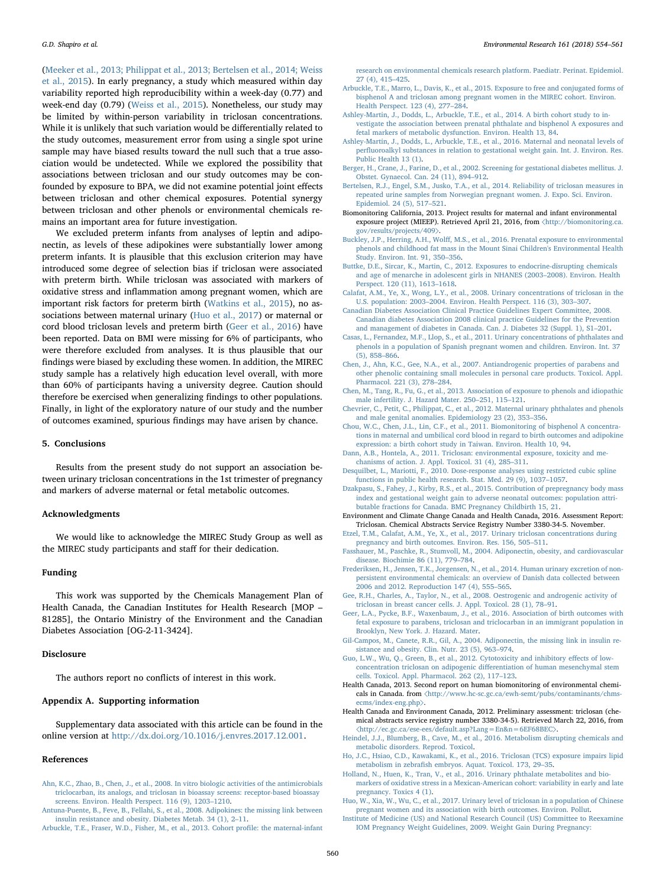(Meeker et al., 2013; Philippat et al., 2013; Bertelsen et al., 2014; Weiss et al., 2015). In early pregnancy, a study which measured within day variability reported high reproducibility within a week-day (0.77) and week-end day (0.79) (Weiss et al., 2015). Nonetheless, our study may be limited by within-person variability in triclosan concentrations. While it is unlikely that such variation would be differentially related to the study outcomes, measurement error from using a single spot urine sample may have biased results toward the null such that a true association would be undetected. While we explored the possibility that associations between triclosan and our study outcomes may be confounded by exposure to BPA, we did not examine potential joint effects between triclosan and other chemical exposures. Potential synergy between triclosan and other phenols or environmental chemicals remains an important area for future investigation.

We excluded preterm infants from analyses of leptin and adiponectin, as levels of these adipokines were substantially lower among preterm infants. It is plausible that this exclusion criterion may have introduced some degree of selection bias if triclosan were associated with preterm birth. While triclosan was associated with markers of oxidative stress and inflammation among pregnant women, which are important risk factors for preterm birth (Watkins et al., 2015), no associations between maternal urinary (Huo et al., 2017) or maternal or cord blood triclosan levels and preterm birth (Geer et al., 2016) have been reported. Data on BMI were missing for 6% of participants, who were therefore excluded from analyses. It is thus plausible that our findings were biased by excluding these women. In addition, the MIREC study sample has a relatively high education level overall, with more than 60% of participants having a university degree. Caution should therefore be exercised when generalizing findings to other populations. Finally, in light of the exploratory nature of our study and the number of outcomes examined, spurious findings may have arisen by chance.

## 5. Conclusions

Results from the present study do not support an association between urinary triclosan concentrations in the 1st trimester of pregnancy and markers of adverse maternal or fetal metabolic outcomes.

## Acknowledgments

We would like to acknowledge the MIREC Study Group as well as the MIREC study participants and staff for their dedication.

## Funding

This work was supported by the Chemicals Management Plan of Health Canada, the Canadian Institutes for Health Research [MOP – 81285], the Ontario Ministry of the Environment and the Canadian Diabetes Association [OG-2-11-3424].

## Disclosure

The authors report no conflicts of interest in this work.

## Appendix A. Supporting information

Supplementary data associated with this article can be found in the online version at http://dx.doi.org/10.1016/j.envres.2017.12.001.

## References

Ahn, K.C., Zhao, B., Chen, J., et al., 2008. In vitro biologic activities of the antimicrobials triclocarban, its analogs, and triclosan in bioassay screens: receptor-based bioassay screens. Environ. Health Perspect. 116 (9), 1203–1210.

Antuna-Puente, B., Feve, B., Fellahi, S., et al., 2008. Adipokines: the missing link between insulin resistance and obesity. Diabetes Metab. 34 (1), 2–11.

Arbuckle, T.E., Fraser, W.D., Fisher, M., et al., 2013. Cohort profile: the maternal-infant research on environmental chemicals research platform. Paediatr. Perinat. Epidemiol. 27 (4), 415–425.

Arbuckle, T.E., Marro, L., Davis, K., et al., 2015. Exposure to free and conjugated forms of bisphenol A and triclosan among pregnant women in the MIREC cohort. Environ. Health Perspect. 123 (4), 277–284.

Ashley-Martin, J., Dodds, L., Arbuckle, T.E., et al., 2014. A birth cohort study to investigate the association between prenatal phthalate and bisphenol A exposures and fetal markers of metabolic dysfunction. Environ. Health 13, 84.

Ashley-Martin, J., Dodds, L., Arbuckle, T.E., et al., 2016. Maternal and neonatal levels of perfluoroalkyl substances in relation to gestational weight gain. Int. J. Environ. Res. Public Health 13 (1).

Berger, H., Crane, J., Farine, D., et al., 2002. Screening for gestational diabetes mellitus. J. Obstet. Gynaecol. Can. 24 (11), 894–912.

Bertelsen, R.J., Engel, S.M., Jusko, T.A., et al., 2014. Reliability of triclosan measures in repeated urine samples from Norwegian pregnant women. J. Expo. Sci. Environ. Epidemiol. 24 (5), 517–521.

Biomonitoring California, 2013. Project results for maternal and infant environmental exposure project (MIEEP). Retrieved April 21, 2016, from ⟨http://biomonitoring.ca.gov/results/projects/409⟩.

Buckley, J.P., Herring, A.H., Wolff, M.S., et al., 2016. Prenatal exposure to environmental phenols and childhood fat mass in the Mount Sinai Children's Environmental Health Study. Environ. Int. 91, 350–356.

Buttke, D.E., Sircar, K., Martin, C., 2012. Exposures to endocrine-disrupting chemicals and age of menarche in adolescent girls in NHANES (2003–2008). Environ. Health Perspect. 120 (11), 1613–1618.

Calafat, A.M., Ye, X., Wong, L.Y., et al., 2008. Urinary concentrations of triclosan in the U.S. population: 2003–2004. Environ. Health Perspect. 116 (3), 303–307.

Canadian Diabetes Association Clinical Practice Guidelines Expert Committee, 2008. Canadian diabetes Association 2008 clinical practice Guidelines for the Prevention and management of diabetes in Canada. Can. J. Diabetes 32 (Suppl. 1), S1–201.

Casas, L., Fernandez, M.F., Llop, S., et al., 2011. Urinary concentrations of phthalates and phenols in a population of Spanish pregnant women and children. Environ. Int. 37 (5), 858–866.

Chen, J., Ahn, K.C., Gee, N.A., et al., 2007. Antiandrogenic properties of parabens and other phenolic containing small molecules in personal care products. Toxicol. Appl. Pharmacol. 221 (3), 278–284.

Chen, M., Tang, R., Fu, G., et al., 2013. Association of exposure to phenols and idiopathic male infertility. J. Hazard Mater. 250–251, 115–121.

Chevrier, C., Petit, C., Philippat, C., et al., 2012. Maternal urinary phthalates and phenols and male genital anomalies. Epidemiology 23 (2), 353–356.

Chou, W.C., Chen, J.L., Lin, C.F., et al., 2011. Biomonitoring of bisphenol A concentrations in maternal and umbilical cord blood in regard to birth outcomes and adipokine expression: a birth cohort study in Taiwan. Environ. Health 10, 94.

Dann, A.B., Hontela, A., 2011. Triclosan: environmental exposure, toxicity and mechanisms of action. J. Appl. Toxicol. 31 (4), 285–311.

Desquilbet, L., Mariotti, F., 2010. Dose-response analyses using restricted cubic spline functions in public health research. Stat. Med. 29 (9), 1037–1057.

Dzakpasu, S., Fahey, J., Kirby, R.S., et al., 2015. Contribution of prepregnancy body mass index and gestational weight gain to adverse neonatal outcomes: population attributable fractions for Canada. BMC Pregnancy Childbirth 15, 21.

Environment and Climate Change Canada and Health Canada, 2016. Assessment Report: Triclosan. Chemical Abstracts Service Registry Number 3380-34-5. November.

Etzel, T.M., Calafat, A.M., Ye, X., et al., 2017. Urinary triclosan concentrations during pregnancy and birth outcomes. Environ. Res. 156, 505–511.

Fasshauer, M., Paschke, R., Stumvoll, M., 2004. Adiponectin, obesity, and cardiovascular disease. Biochimie 86 (11), 779–784.

Frederiksen, H., Jensen, T.K., Jorgensen, N., et al., 2014. Human urinary excretion of non-persistent environmental chemicals: an overview of Danish data collected between 2006 and 2012. Reproduction 147 (4), 555–565.

Gee, R.H., Charles, A., Taylor, N., et al., 2008. Oestrogenic and androgenic activity of triclosan in breast cancer cells. J. Appl. Toxicol. 28 (1), 78–91.

Geer, L.A., Pycke, B.F., Waxenbaum, J., et al., 2016. Association of birth outcomes with fetal exposure to parabens, triclosan and triclocarban in an immigrant population in Brooklyn, New York. J. Hazard. Mater.

Gil-Campos, M., Canete, R.R., Gil, A., 2004. Adiponectin, the missing link in insulin resistance and obesity. Clin. Nutr. 23 (5), 963–974.

Guo, L.W., Wu, Q., Green, B., et al., 2012. Cytotoxicity and inhibitory effects of low-concentration triclosan on adipogenic differentiation of human mesenchymal stem cells. Toxicol. Appl. Pharmacol. 262 (2), 117–123.

Health Canada, 2013. Second report on human biomonitoring of environmental chemicals in Canada. from ⟨http://www.hc-sc.gc.ca/ewh-semt/pubs/contaminants/chms-ecms/index-eng.php⟩.

Health Canada and Environment Canada, 2012. Preliminary assessment: triclosan (chemical abstracts service registry number 3380-34-5). Retrieved March 22, 2016, from ⟨http://ec.gc.ca/ese-ees/default.asp?Lang=En&n=6EF68BEC⟩.

Heindel, J.J., Blumberg, B., Cave, M., et al., 2016. Metabolism disrupting chemicals and metabolic disorders. Reprod. Toxicol.

Ho, J.C., Hsiao, C.D., Kawakami, K., et al., 2016. Triclosan (TCS) exposure impairs lipid metabolism in zebrafish embryos. Aquat. Toxicol. 173, 29–35.

Holland, N., Huen, K., Tran, V., et al., 2016. Urinary phthalate metabolites and biomarkers of oxidative stress in a Mexican-American cohort: variability in early and late pregnancy. Toxics 4 (1).

Huo, W., Xia, W., Wu, C., et al., 2017. Urinary level of triclosan in a population of Chinese pregnant women and its association with birth outcomes. Environ. Pollut.

Institute of Medicine (US) and National Research Council (US) Committee to Reexamine IOM Pregnancy Weight Guidelines, 2009. Weight Gain During Pregnancy: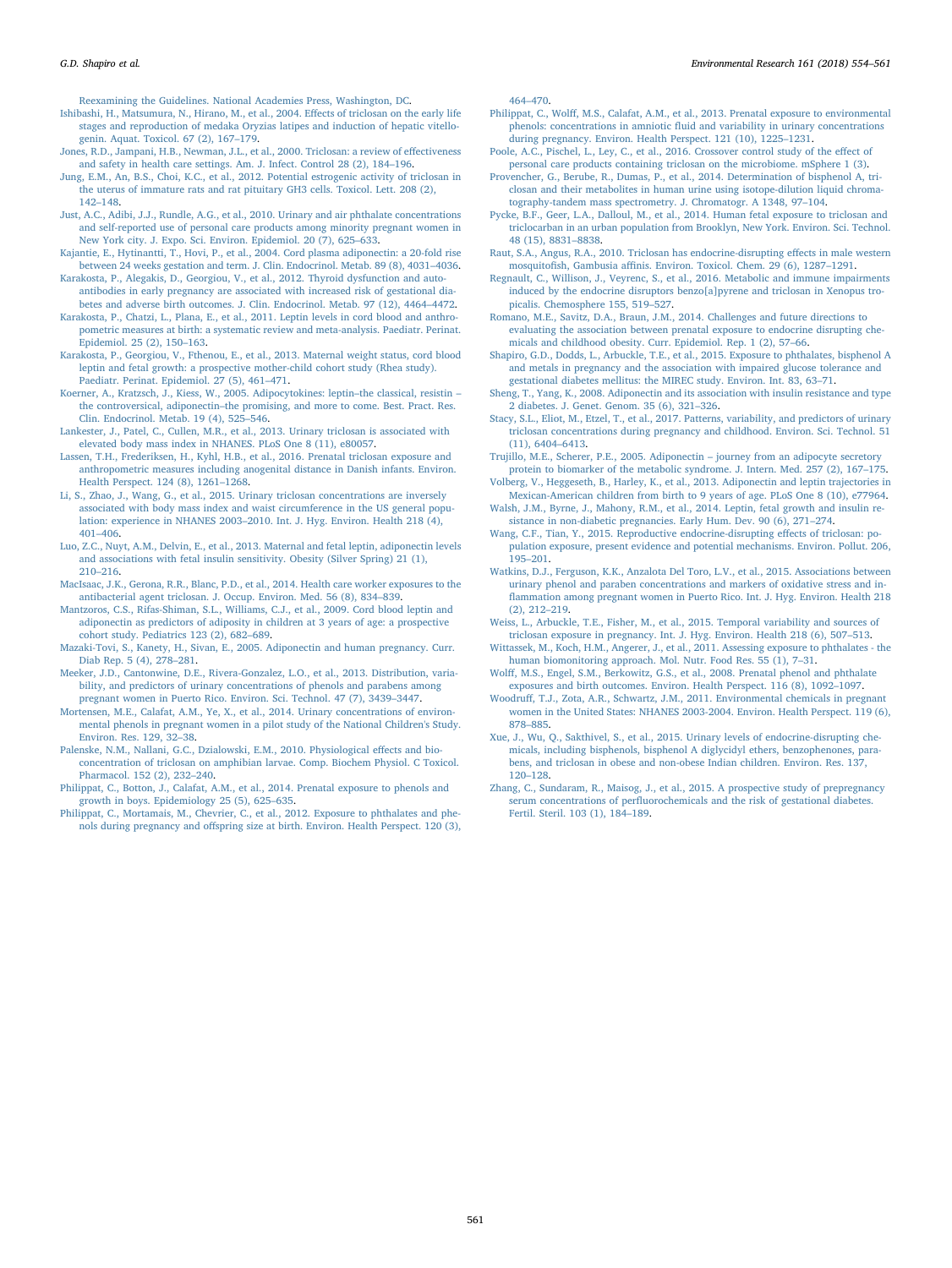Reexamining the Guidelines. National Academies Press, Washington, DC.

Ishibashi, H., Matsumura, N., Hirano, M., et al., 2004. Effects of triclosan on the early life stages and reproduction of medaka Oryzias latipes and induction of hepatic vitellogenin. Aquat. Toxicol. 67 (2), 167–179.

Jones, R.D., Jampani, H.B., Newman, J.L., et al., 2000. Triclosan: a review of effectiveness and safety in health care settings. Am. J. Infect. Control 28 (2), 184–196.

Jung, E.M., An, B.S., Choi, K.C., et al., 2012. Potential estrogenic activity of triclosan in the uterus of immature rats and rat pituitary GH3 cells. Toxicol. Lett. 208 (2), 142–148.

Just, A.C., Adibi, J.J., Rundle, A.G., et al., 2010. Urinary and air phthalate concentrations and self-reported use of personal care products among minority pregnant women in New York city. J. Expo. Sci. Environ. Epidemiol. 20 (7), 625–633.

Kajantie, E., Hytinantti, T., Hovi, P., et al., 2004. Cord plasma adiponectin: a 20-fold rise between 24 weeks gestation and term. J. Clin. Endocrinol. Metab. 89 (8), 4031–4036.

Karakosta, P., Alegakis, D., Georgiou, V., et al., 2012. Thyroid dysfunction and autoantibodies in early pregnancy are associated with increased risk of gestational diabetes and adverse birth outcomes. J. Clin. Endocrinol. Metab. 97 (12), 4464–4472.

Karakosta, P., Chatzi, L., Plana, E., et al., 2011. Leptin levels in cord blood and anthropometric measures at birth: a systematic review and meta-analysis. Paediatr. Perinat. Epidemiol. 25 (2), 150–163.

Karakosta, P., Georgiou, V., Fthenou, E., et al., 2013. Maternal weight status, cord blood leptin and fetal growth: a prospective mother-child cohort study (Rhea study). Paediatr. Perinat. Epidemiol. 27 (5), 461–471.

Koerner, A., Kratzsch, J., Kiess, W., 2005. Adipocytokines: leptin–the classical, resistin – the controversical, adiponectin–the promising, and more to come. Best. Pract. Res. Clin. Endocrinol. Metab. 19 (4), 525–546.

Lankester, J., Patel, C., Cullen, M.R., et al., 2013. Urinary triclosan is associated with elevated body mass index in NHANES. PLoS One 8 (11), e80057.

Lassen, T.H., Frederiksen, H., Kyhl, H.B., et al., 2016. Prenatal triclosan exposure and anthropometric measures including anogenital distance in Danish infants. Environ. Health Perspect. 124 (8), 1261–1268.

Li, S., Zhao, J., Wang, G., et al., 2015. Urinary triclosan concentrations are inversely associated with body mass index and waist circumference in the US general population: experience in NHANES 2003–2010. Int. J. Hyg. Environ. Health 218 (4), 401–406.

Luo, Z.C., Nuyt, A.M., Delvin, E., et al., 2013. Maternal and fetal leptin, adiponectin levels and associations with fetal insulin sensitivity. Obesity (Silver Spring) 21 (1), 210–216.

MacIsaac, J.K., Gerona, R.R., Blanc, P.D., et al., 2014. Health care worker exposures to the antibacterial agent triclosan. J. Occup. Environ. Med. 56 (8), 834–839.

Mantzoros, C.S., Rifas-Shiman, S.L., Williams, C.J., et al., 2009. Cord blood leptin and adiponectin as predictors of adiposity in children at 3 years of age: a prospective cohort study. Pediatrics 123 (2), 682–689.

Mazaki-Tovi, S., Kanety, H., Sivan, E., 2005. Adiponectin and human pregnancy. Curr. Diab Rep. 5 (4), 278–281.

Meeker, J.D., Cantonwine, D.E., Rivera-Gonzalez, L.O., et al., 2013. Distribution, variability, and predictors of urinary concentrations of phenols and parabens among pregnant women in Puerto Rico. Environ. Sci. Technol. 47 (7), 3439–3447.

Mortensen, M.E., Calafat, A.M., Ye, X., et al., 2014. Urinary concentrations of environmental phenols in pregnant women in a pilot study of the National Children's Study. Environ. Res. 129, 32–38.

Palenske, N.M., Nallani, G.C., Dzialowski, E.M., 2010. Physiological effects and bioconcentration of triclosan on amphibian larvae. Comp. Biochem Physiol. C Toxicol. Pharmacol. 152 (2), 232–240.

Philippat, C., Botton, J., Calafat, A.M., et al., 2014. Prenatal exposure to phenols and growth in boys. Epidemiology 25 (5), 625–635.

Philippat, C., Mortamais, M., Chevrier, C., et al., 2012. Exposure to phthalates and phenols during pregnancy and offspring size at birth. Environ. Health Perspect. 120 (3), 464–470.

Philippat, C., Wolff, M.S., Calafat, A.M., et al., 2013. Prenatal exposure to environmental phenols: concentrations in amniotic fluid and variability in urinary concentrations during pregnancy. Environ. Health Perspect. 121 (10), 1225–1231.

Poole, A.C., Pischel, L., Ley, C., et al., 2016. Crossover control study of the effect of personal care products containing triclosan on the microbiome. mSphere 1 (3).

Provencher, G., Berube, R., Dumas, P., et al., 2014. Determination of bisphenol A, triclosan and their metabolites in human urine using isotope-dilution liquid chromatography-tandem mass spectrometry. J. Chromatogr. A 1348, 97–104.

Pycke, B.F., Geer, L.A., Dalloul, M., et al., 2014. Human fetal exposure to triclosan and triclocarban in an urban population from Brooklyn, New York. Environ. Sci. Technol. 48 (15), 8831–8838.

Raut, S.A., Angus, R.A., 2010. Triclosan has endocrine-disrupting effects in male western mosquitofish, Gambusia affinis. Environ. Toxicol. Chem. 29 (6), 1287–1291.

Regnault, C., Willison, J., Veyrenc, S., et al., 2016. Metabolic and immune impairments induced by the endocrine disruptors benzo[a]pyrene and triclosan in Xenopus tropicalis. Chemosphere 155, 519–527.

Romano, M.E., Savitz, D.A., Braun, J.M., 2014. Challenges and future directions to evaluating the association between prenatal exposure to endocrine disrupting chemicals and childhood obesity. Curr. Epidemiol. Rep. 1 (2), 57–66.

Shapiro, G.D., Dodds, L., Arbuckle, T.E., et al., 2015. Exposure to phthalates, bisphenol A and metals in pregnancy and the association with impaired glucose tolerance and gestational diabetes mellitus: the MIREC study. Environ. Int. 83, 63–71.

Sheng, T., Yang, K., 2008. Adiponectin and its association with insulin resistance and type 2 diabetes. J. Genet. Genom. 35 (6), 321–326.

Stacy, S.L., Eliot, M., Etzel, T., et al., 2017. Patterns, variability, and predictors of urinary triclosan concentrations during pregnancy and childhood. Environ. Sci. Technol. 51 (11), 6404–6413.

Trujillo, M.E., Scherer, P.E., 2005. Adiponectin – journey from an adipocyte secretory protein to biomarker of the metabolic syndrome. J. Intern. Med. 257 (2), 167–175.

Volberg, V., Heggeseth, B., Harley, K., et al., 2013. Adiponectin and leptin trajectories in Mexican-American children from birth to 9 years of age. PLoS One 8 (10), e77964.

Walsh, J.M., Byrne, J., Mahony, R.M., et al., 2014. Leptin, fetal growth and insulin resistance in non-diabetic pregnancies. Early Hum. Dev. 90 (6), 271–274.

Wang, C.F., Tian, Y., 2015. Reproductive endocrine-disrupting effects of triclosan: population exposure, present evidence and potential mechanisms. Environ. Pollut. 206, 195–201.

Watkins, D.J., Ferguson, K.K., Anzalota Del Toro, L.V., et al., 2015. Associations between urinary phenol and paraben concentrations and markers of oxidative stress and inflammation among pregnant women in Puerto Rico. Int. J. Hyg. Environ. Health 218 (2), 212–219.

Weiss, L., Arbuckle, T.E., Fisher, M., et al., 2015. Temporal variability and sources of triclosan exposure in pregnancy. Int. J. Hyg. Environ. Health 218 (6), 507–513.

Wittassek, M., Koch, H.M., Angerer, J., et al., 2011. Assessing exposure to phthalates - the human biomonitoring approach. Mol. Nutr. Food Res. 55 (1), 7–31.

Wolff, M.S., Engel, S.M., Berkowitz, G.S., et al., 2008. Prenatal phenol and phthalate exposures and birth outcomes. Environ. Health Perspect. 116 (8), 1092–1097.

Woodruff, T.J., Zota, A.R., Schwartz, J.M., 2011. Environmental chemicals in pregnant women in the United States: NHANES 2003-2004. Environ. Health Perspect. 119 (6), 878–885.

Xue, J., Wu, Q., Sakthivel, S., et al., 2015. Urinary levels of endocrine-disrupting chemicals, including bisphenols, bisphenol A diglycidyl ethers, benzophenones, parabens, and triclosan in obese and non-obese Indian children. Environ. Res. 137, 120–128.

Zhang, C., Sundaram, R., Maisog, J., et al., 2015. A prospective study of prepregnancy serum concentrations of perfluorochemicals and the risk of gestational diabetes. Fertil. Steril. 103 (1), 184–189.